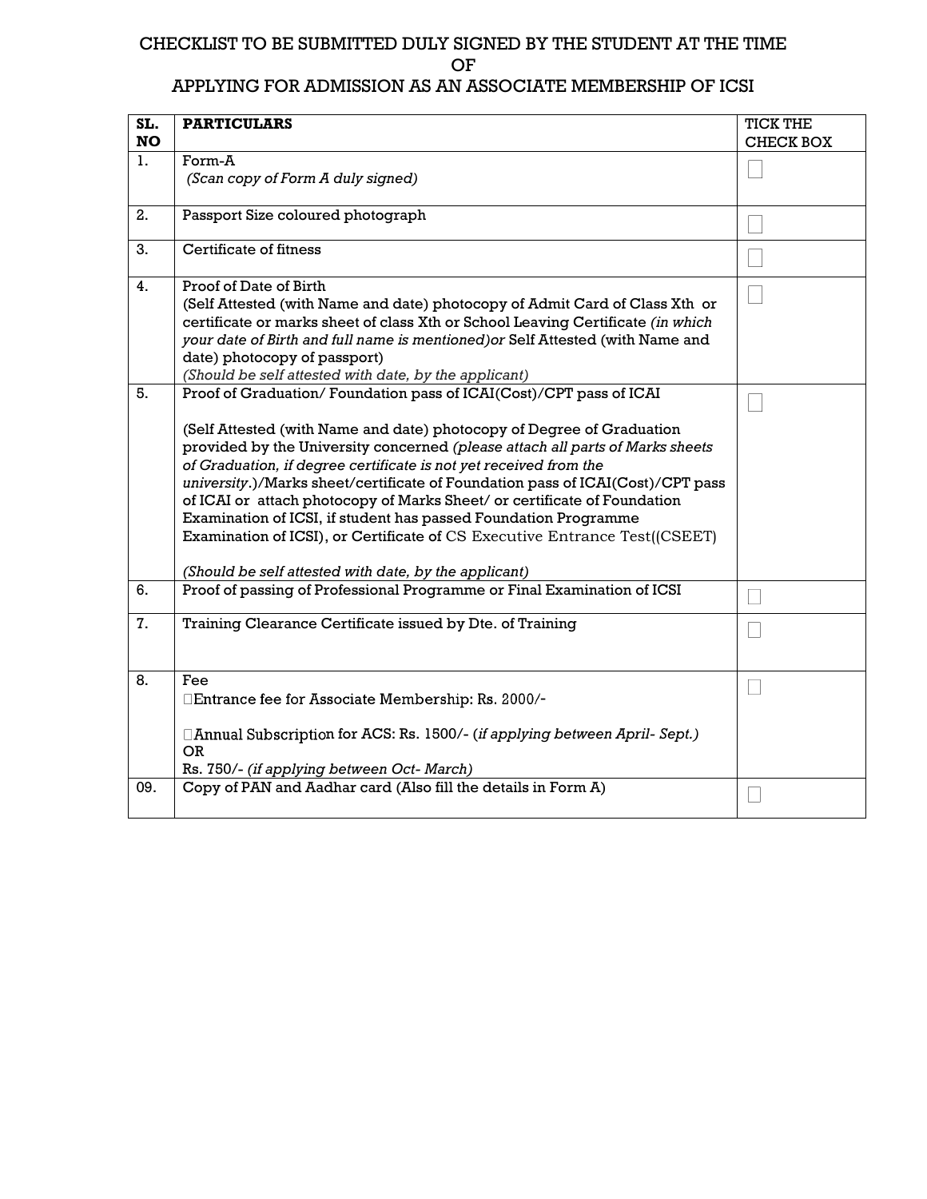# CHECKLIST TO BE SUBMITTED DULY SIGNED BY THE STUDENT AT THE TIME OF APPLYING FOR ADMISSION AS AN ASSOCIATE MEMBERSHIP OF ICSI

| SL. NO | PARTICULARS | TICK THE CHECK BOX |
|---|---|---|
| 1. | Form-A<br>*(Scan copy of Form A duly signed)* | ☐ |
| 2. | Passport Size coloured photograph | ☐ |
| 3. | Certificate of fitness | ☐ |
| 4. | Proof of Date of Birth<br>(Self Attested (with Name and date) photocopy of Admit Card of Class Xth or certificate or marks sheet of class Xth or School Leaving Certificate *(in which your date of Birth and full name is mentioned)or* Self Attested (with Name and date) photocopy of passport)<br>*(Should be self attested with date, by the applicant)* | ☐ |
| 5. | Proof of Graduation/ Foundation pass of ICAI(Cost)/CPT pass of ICAI<br><br>(Self Attested (with Name and date) photocopy of Degree of Graduation provided by the University concerned *(please attach all parts of Marks sheets of Graduation, if degree certificate is not yet received from the university*.)/Marks sheet/certificate of Foundation pass of ICAI(Cost)/CPT pass of ICAI or attach photocopy of Marks Sheet/ or certificate of Foundation Examination of ICSI, if student has passed Foundation Programme Examination of ICSI), or Certificate of CS Executive Entrance Test((CSEET)<br><br>*(Should be self attested with date, by the applicant)* | ☐ |
| 6. | Proof of passing of Professional Programme or Final Examination of ICSI | ☐ |
| 7. | Training Clearance Certificate issued by Dte. of Training | ☐ |
| 8. | Fee<br>Entrance fee for Associate Membership: Rs. 2000/-<br><br>Annual Subscription for ACS: Rs. 1500/- (*if applying between April- Sept.)*<br>OR<br>Rs. 750/- *(if applying between Oct- March)* | ☐ |
| 09. | Copy of PAN and Aadhar card (Also fill the details in Form A) | ☐ |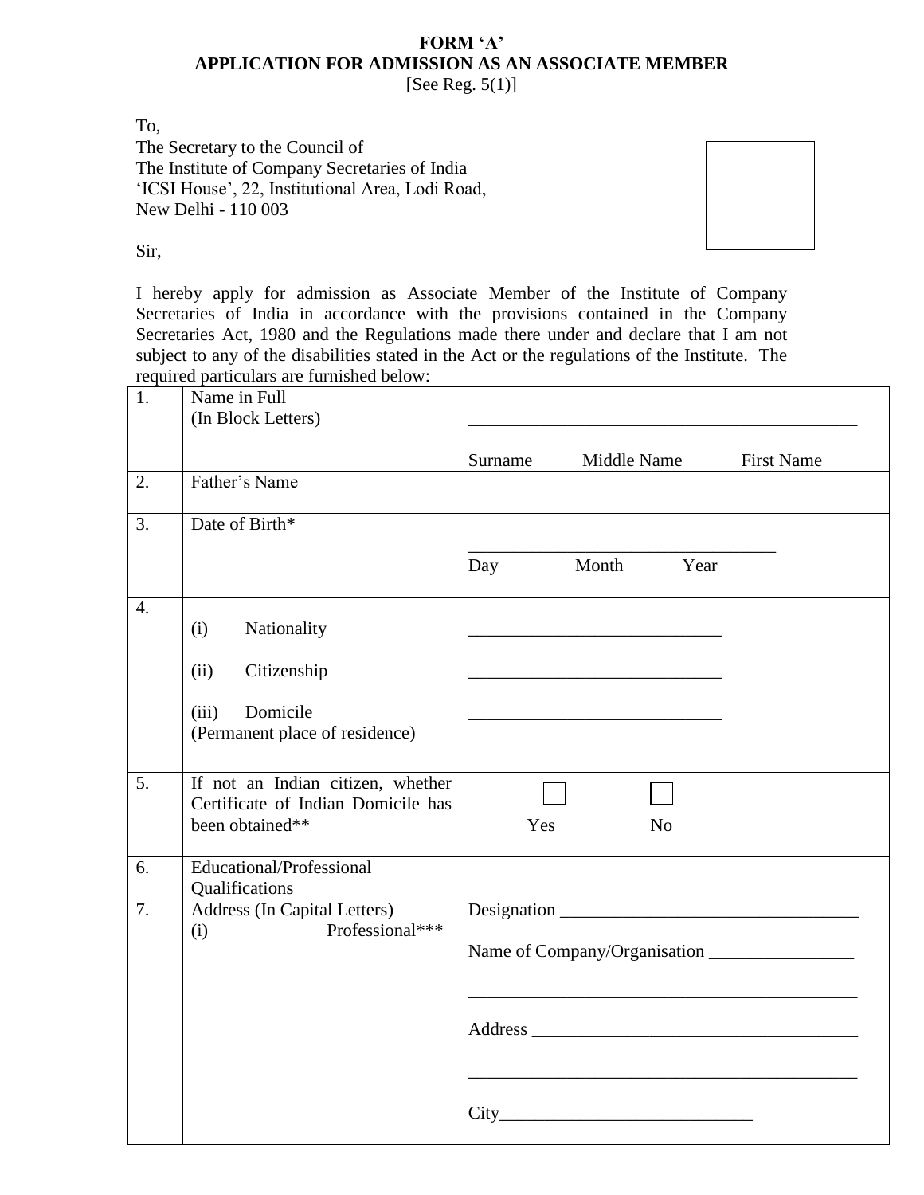**FORM 'A'**
**APPLICATION FOR ADMISSION AS AN ASSOCIATE MEMBER**
[See Reg. 5(1)]

To,
The Secretary to the Council of
The Institute of Company Secretaries of India
'ICSI House', 22, Institutional Area, Lodi Road,
New Delhi - 110 003

Sir,

I hereby apply for admission as Associate Member of the Institute of Company Secretaries of India in accordance with the provisions contained in the Company Secretaries Act, 1980 and the Regulations made there under and declare that I am not subject to any of the disabilities stated in the Act or the regulations of the Institute. The required particulars are furnished below:

| | | |
|---|---|---|
| 1. | Name in Full<br>(In Block Letters) | ____________________________________________<br>Surname Middle Name First Name |
| 2. | Father's Name | |
| 3. | Date of Birth* | __________________________________<br>Day Month Year |
| 4. | (i) Nationality<br>(ii) Citizenship<br>(iii) Domicile<br>(Permanent place of residence) | ____________________________<br>____________________________<br>____________________________ |
| 5. | If not an Indian citizen, whether Certificate of Indian Domicile has been obtained** | ☐ Yes ☐ No |
| 6. | Educational/Professional Qualifications | |
| 7. | Address (In Capital Letters)<br>(i) Professional*** | Designation ________________________________<br>Name of Company/Organisation ________________<br>____________________________________________<br>Address ____________________________________<br>____________________________________________<br>City____________________________ |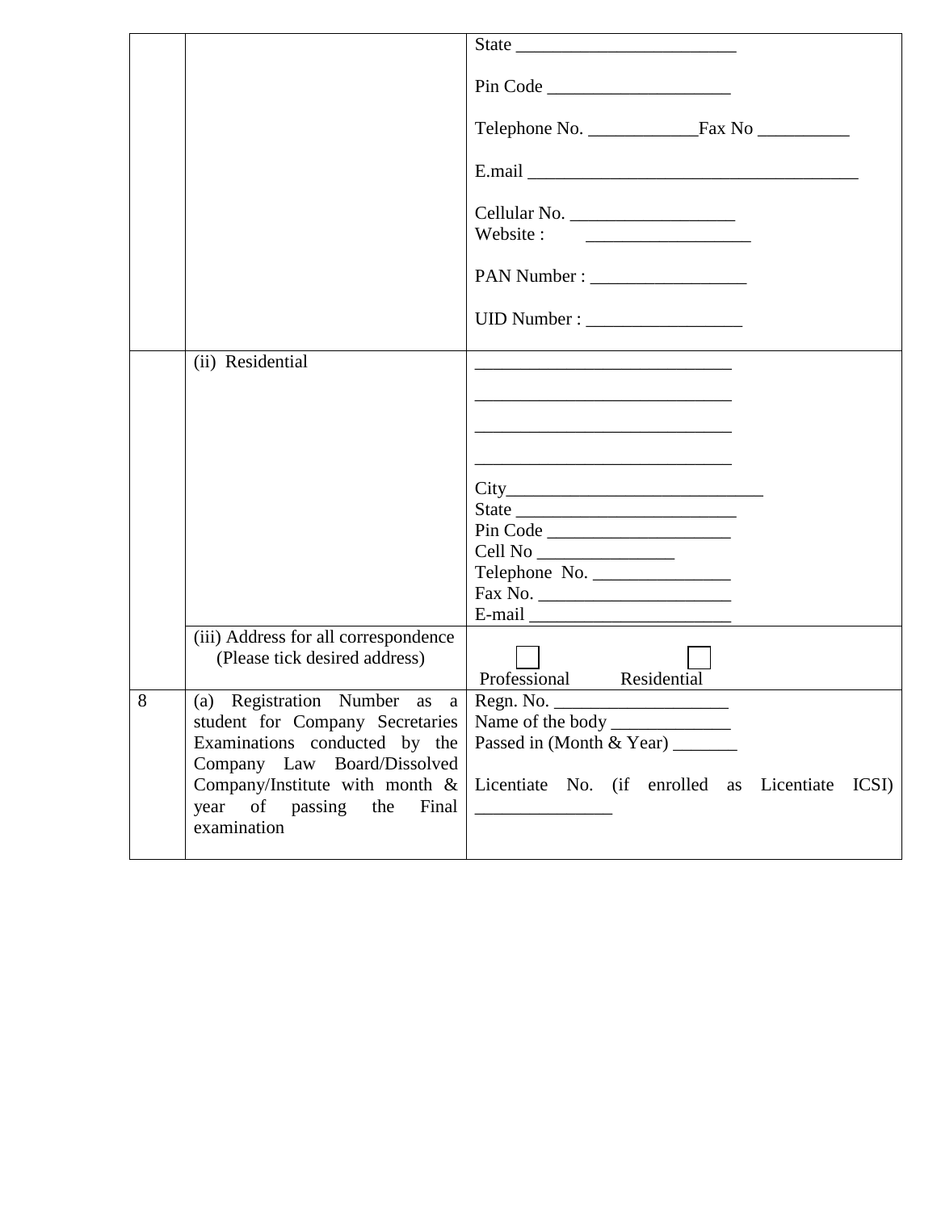| | | |
|---|---|---|
| | | State ________________________<br><br>Pin Code ____________________<br><br>Telephone No. ____________Fax No __________<br><br>E.mail _____________________________________<br><br>Cellular No. __________________<br>Website : __________________<br><br>PAN Number : _________________<br><br>UID Number : _________________ |
| | (ii) Residential | ____________________________<br><br>____________________________<br><br>____________________________<br><br>____________________________<br><br>City____________________________<br>State ________________________<br>Pin Code ____________________<br>Cell No _______________<br>Telephone No. _______________<br>Fax No. _____________________<br>E-mail ______________________ |
| | (iii) Address for all correspondence (Please tick desired address) | ☐ Professional ☐ Residential |
| 8 | (a) Registration Number as a student for Company Secretaries Examinations conducted by the Company Law Board/Dissolved Company/Institute with month & year of passing the Final examination | Regn. No. ___________________<br>Name of the body _____________<br>Passed in (Month & Year) _______<br><br>Licentiate No. (if enrolled as Licentiate ICSI) _______________ |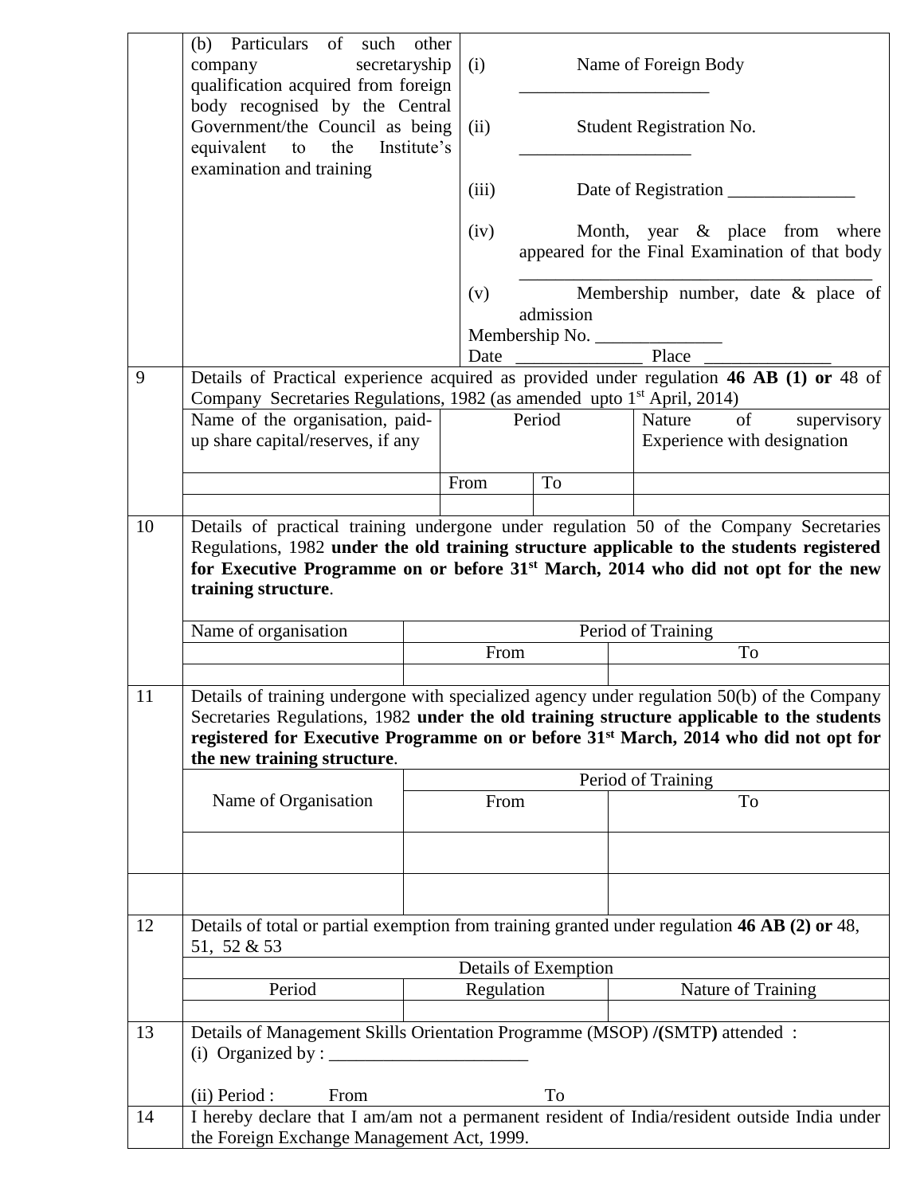| | | |
|---|---|---|
| | (b) Particulars of such other company secretaryship qualification acquired from foreign body recognised by the Central Government/the Council as being equivalent to the Institute's examination and training | (i) Name of Foreign Body ____________________<br><br>(ii) Student Registration No. __________________<br><br>(iii) Date of Registration ______________<br><br>(iv) Month, year & place from where appeared for the Final Examination of that body ______________________________________<br><br>(v) Membership number, date & place of admission<br>Membership No. ______________<br>Date ______________ Place ______________ |

**9** Details of Practical experience acquired as provided under regulation **46 AB (1) or** 48 of Company Secretaries Regulations, 1982 (as amended upto 1st April, 2014)

| Name of the organisation, paid-up share capital/reserves, if any | Period | | Nature of supervisory Experience with designation |
|---|---|---|---|
| | From | To | |
| | | | |

**10** Details of practical training undergone under regulation 50 of the Company Secretaries Regulations, 1982 **under the old training structure applicable to the students registered for Executive Programme on or before 31st March, 2014 who did not opt for the new training structure**.

| Name of organisation | Period of Training | |
|---|---|---|
| | From | To |
| | | |

**11** Details of training undergone with specialized agency under regulation 50(b) of the Company Secretaries Regulations, 1982 **under the old training structure applicable to the students registered for Executive Programme on or before 31st March, 2014 who did not opt for the new training structure**.

| Name of Organisation | Period of Training | |
|---|---|---|
| | From | To |
| | | |
| | | |

**12** Details of total or partial exemption from training granted under regulation **46 AB (2) or** 48, 51, 52 & 53

| Details of Exemption | | |
|---|---|---|
| Period | Regulation | Nature of Training |
| | | |

**13** Details of Management Skills Orientation Programme (MSOP) **/(**SMTP**)** attended :

(i) Organized by : ______________________

(ii) Period : From To

**14** I hereby declare that I am/am not a permanent resident of India/resident outside India under the Foreign Exchange Management Act, 1999.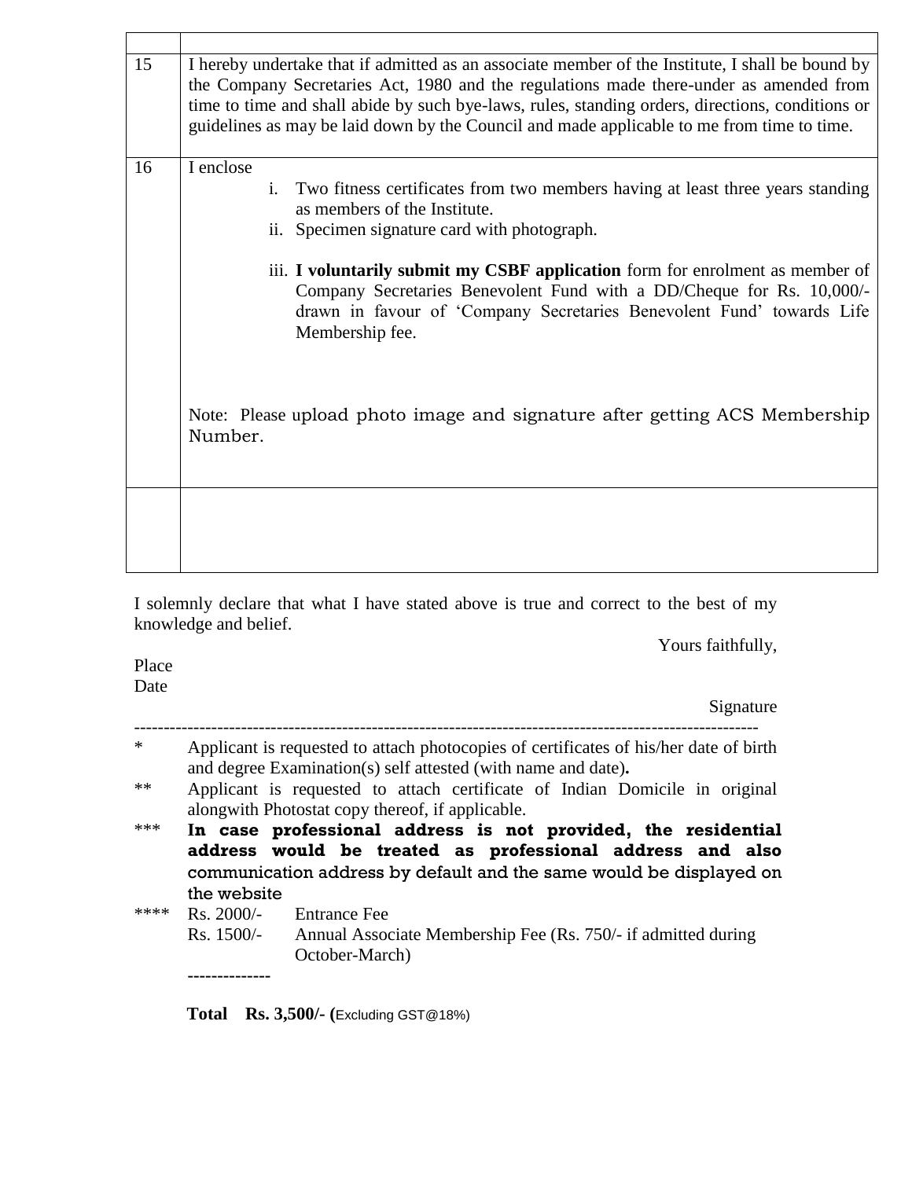|  |  |
|---|---|
| 15 | I hereby undertake that if admitted as an associate member of the Institute, I shall be bound by the Company Secretaries Act, 1980 and the regulations made there-under as amended from time to time and shall abide by such bye-laws, rules, standing orders, directions, conditions or guidelines as may be laid down by the Council and made applicable to me from time to time. |
| 16 | I enclose<br>i. Two fitness certificates from two members having at least three years standing as members of the Institute.<br>ii. Specimen signature card with photograph.<br>iii. **I voluntarily submit my CSBF application** form for enrolment as member of Company Secretaries Benevolent Fund with a DD/Cheque for Rs. 10,000/- drawn in favour of 'Company Secretaries Benevolent Fund' towards Life Membership fee.<br><br>Note: Please upload photo image and signature after getting ACS Membership Number. |
|  |  |

I solemnly declare that what I have stated above is true and correct to the best of my knowledge and belief.

Yours faithfully,

Place

Date

Signature

---

* Applicant is requested to attach photocopies of certificates of his/her date of birth and degree Examination(s) self attested (with name and date).

** Applicant is requested to attach certificate of Indian Domicile in original alongwith Photostat copy thereof, if applicable.

*** **In case professional address is not provided, the residential address would be treated as professional address and also** communication address by default and the same would be displayed on the website

**** Rs. 2000/- Entrance Fee

Rs. 1500/- Annual Associate Membership Fee (Rs. 750/- if admitted during October-March)

--------------

**Total Rs. 3,500/- (**Excluding GST@18%)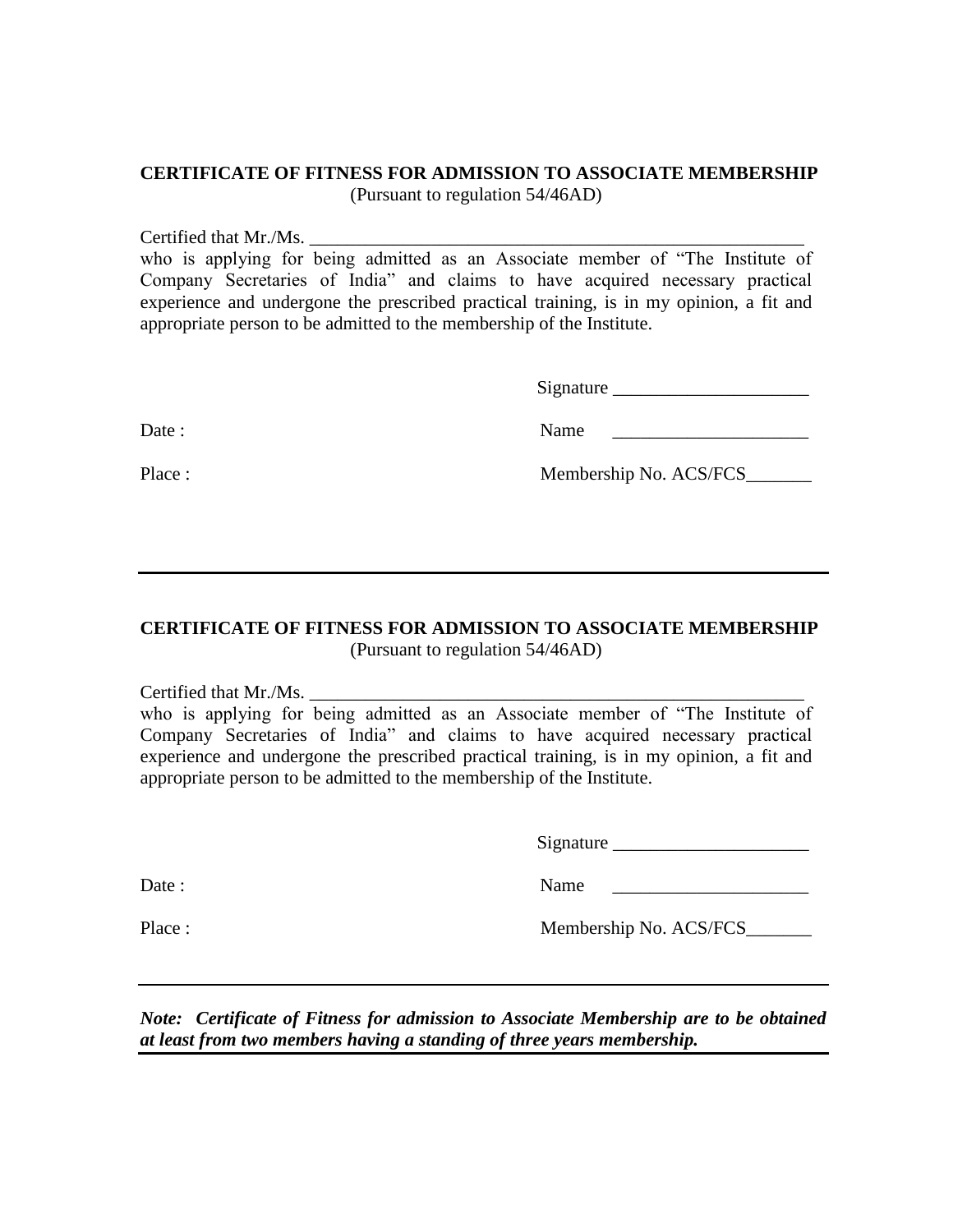**CERTIFICATE OF FITNESS FOR ADMISSION TO ASSOCIATE MEMBERSHIP**
(Pursuant to regulation 54/46AD)

Certified that Mr./Ms. ________________________________________________________
who is applying for being admitted as an Associate member of "The Institute of Company Secretaries of India" and claims to have acquired necessary practical experience and undergone the prescribed practical training, is in my opinion, a fit and appropriate person to be admitted to the membership of the Institute.

Signature _____________________

Date :

Name _____________________

Place :

Membership No. ACS/FCS_______

---

**CERTIFICATE OF FITNESS FOR ADMISSION TO ASSOCIATE MEMBERSHIP**
(Pursuant to regulation 54/46AD)

Certified that Mr./Ms. ________________________________________________________
who is applying for being admitted as an Associate member of "The Institute of Company Secretaries of India" and claims to have acquired necessary practical experience and undergone the prescribed practical training, is in my opinion, a fit and appropriate person to be admitted to the membership of the Institute.

Signature _____________________

Date :

Name _____________________

Place :

Membership No. ACS/FCS_______

---

***Note: Certificate of Fitness for admission to Associate Membership are to be obtained at least from two members having a standing of three years membership.***